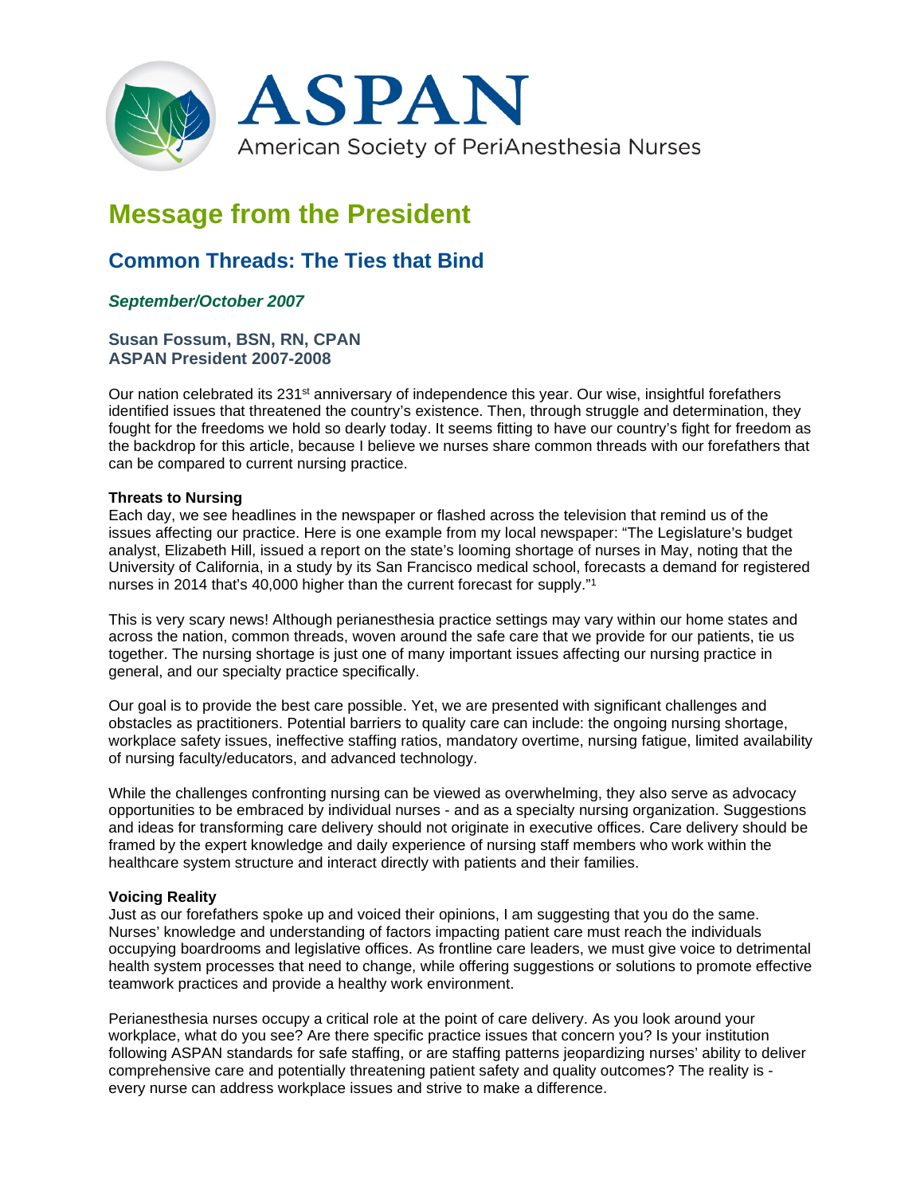ASPAN

American Society of PeriAnesthesia Nurses

# Message from the President

## Common Threads: The Ties that Bind

*September/October 2007*

**Susan Fossum, BSN, RN, CPAN**
**ASPAN President 2007-2008**

Our nation celebrated its 231st anniversary of independence this year. Our wise, insightful forefathers identified issues that threatened the country's existence. Then, through struggle and determination, they fought for the freedoms we hold so dearly today. It seems fitting to have our country's fight for freedom as the backdrop for this article, because I believe we nurses share common threads with our forefathers that can be compared to current nursing practice.

**Threats to Nursing**

Each day, we see headlines in the newspaper or flashed across the television that remind us of the issues affecting our practice. Here is one example from my local newspaper: "The Legislature's budget analyst, Elizabeth Hill, issued a report on the state's looming shortage of nurses in May, noting that the University of California, in a study by its San Francisco medical school, forecasts a demand for registered nurses in 2014 that's 40,000 higher than the current forecast for supply."[1]

This is very scary news! Although perianesthesia practice settings may vary within our home states and across the nation, common threads, woven around the safe care that we provide for our patients, tie us together. The nursing shortage is just one of many important issues affecting our nursing practice in general, and our specialty practice specifically.

Our goal is to provide the best care possible. Yet, we are presented with significant challenges and obstacles as practitioners. Potential barriers to quality care can include: the ongoing nursing shortage, workplace safety issues, ineffective staffing ratios, mandatory overtime, nursing fatigue, limited availability of nursing faculty/educators, and advanced technology.

While the challenges confronting nursing can be viewed as overwhelming, they also serve as advocacy opportunities to be embraced by individual nurses - and as a specialty nursing organization. Suggestions and ideas for transforming care delivery should not originate in executive offices. Care delivery should be framed by the expert knowledge and daily experience of nursing staff members who work within the healthcare system structure and interact directly with patients and their families.

**Voicing Reality**

Just as our forefathers spoke up and voiced their opinions, I am suggesting that you do the same. Nurses' knowledge and understanding of factors impacting patient care must reach the individuals occupying boardrooms and legislative offices. As frontline care leaders, we must give voice to detrimental health system processes that need to change, while offering suggestions or solutions to promote effective teamwork practices and provide a healthy work environment.

Perianesthesia nurses occupy a critical role at the point of care delivery. As you look around your workplace, what do you see? Are there specific practice issues that concern you? Is your institution following ASPAN standards for safe staffing, or are staffing patterns jeopardizing nurses' ability to deliver comprehensive care and potentially threatening patient safety and quality outcomes? The reality is - every nurse can address workplace issues and strive to make a difference.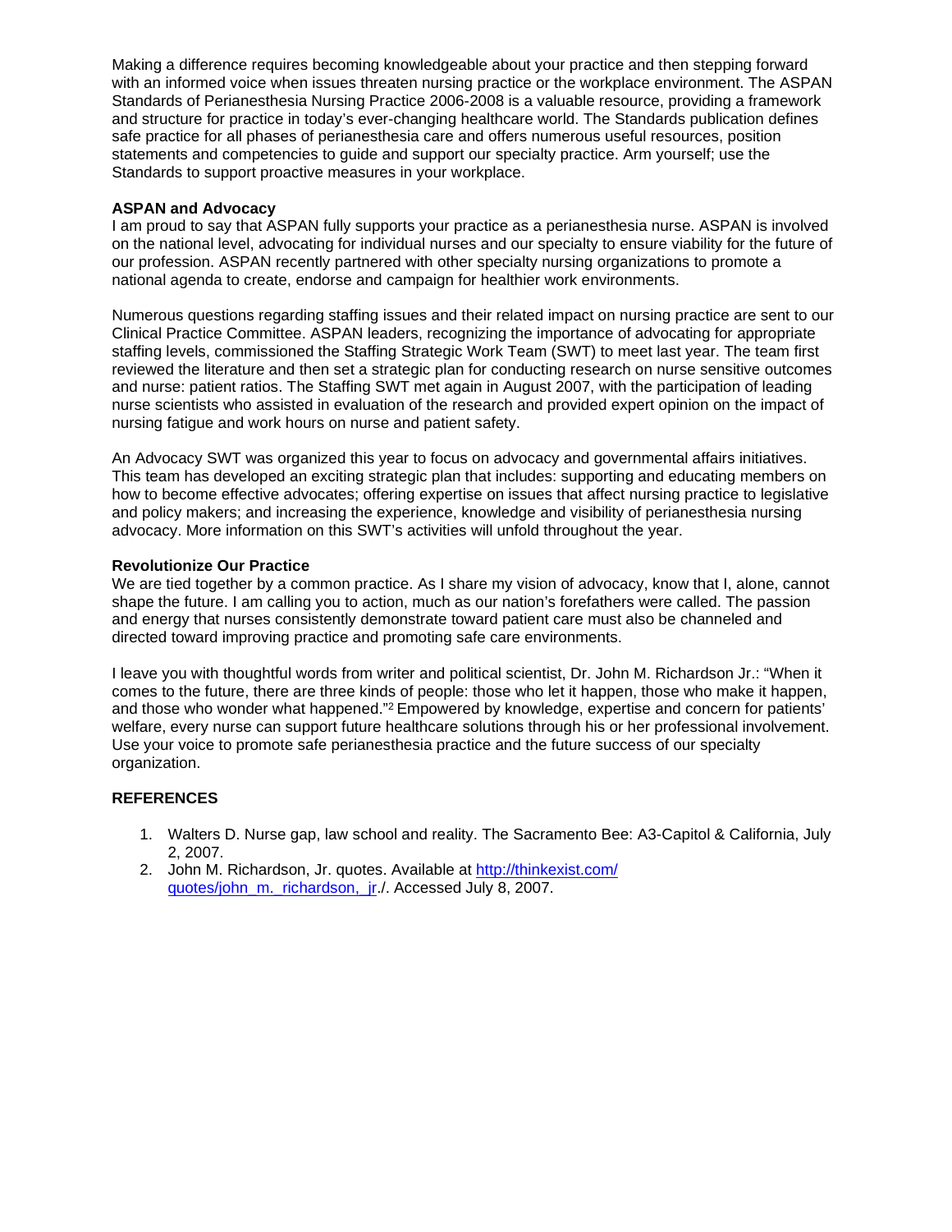Making a difference requires becoming knowledgeable about your practice and then stepping forward with an informed voice when issues threaten nursing practice or the workplace environment. The ASPAN Standards of Perianesthesia Nursing Practice 2006-2008 is a valuable resource, providing a framework and structure for practice in today's ever-changing healthcare world. The Standards publication defines safe practice for all phases of perianesthesia care and offers numerous useful resources, position statements and competencies to guide and support our specialty practice. Arm yourself; use the Standards to support proactive measures in your workplace.

**ASPAN and Advocacy**

I am proud to say that ASPAN fully supports your practice as a perianesthesia nurse. ASPAN is involved on the national level, advocating for individual nurses and our specialty to ensure viability for the future of our profession. ASPAN recently partnered with other specialty nursing organizations to promote a national agenda to create, endorse and campaign for healthier work environments.

Numerous questions regarding staffing issues and their related impact on nursing practice are sent to our Clinical Practice Committee. ASPAN leaders, recognizing the importance of advocating for appropriate staffing levels, commissioned the Staffing Strategic Work Team (SWT) to meet last year. The team first reviewed the literature and then set a strategic plan for conducting research on nurse sensitive outcomes and nurse: patient ratios. The Staffing SWT met again in August 2007, with the participation of leading nurse scientists who assisted in evaluation of the research and provided expert opinion on the impact of nursing fatigue and work hours on nurse and patient safety.

An Advocacy SWT was organized this year to focus on advocacy and governmental affairs initiatives. This team has developed an exciting strategic plan that includes: supporting and educating members on how to become effective advocates; offering expertise on issues that affect nursing practice to legislative and policy makers; and increasing the experience, knowledge and visibility of perianesthesia nursing advocacy. More information on this SWT's activities will unfold throughout the year.

**Revolutionize Our Practice**

We are tied together by a common practice. As I share my vision of advocacy, know that I, alone, cannot shape the future. I am calling you to action, much as our nation's forefathers were called. The passion and energy that nurses consistently demonstrate toward patient care must also be channeled and directed toward improving practice and promoting safe care environments.

I leave you with thoughtful words from writer and political scientist, Dr. John M. Richardson Jr.: "When it comes to the future, there are three kinds of people: those who let it happen, those who make it happen, and those who wonder what happened."[2] Empowered by knowledge, expertise and concern for patients' welfare, every nurse can support future healthcare solutions through his or her professional involvement. Use your voice to promote safe perianesthesia practice and the future success of our specialty organization.

**REFERENCES**

1. Walters D. Nurse gap, law school and reality. The Sacramento Bee: A3-Capitol & California, July 2, 2007.
2. John M. Richardson, Jr. quotes. Available at http://thinkexist.com/quotes/john_m._richardson,_jr./. Accessed July 8, 2007.